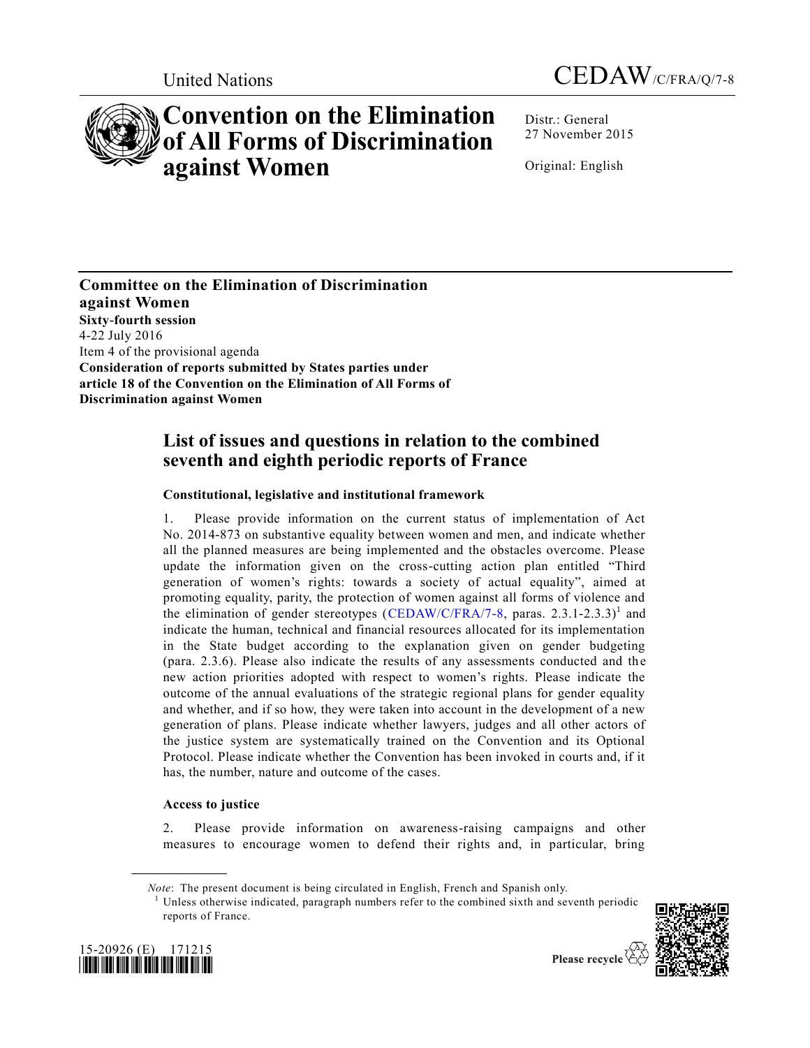United Nations CEDAW/C/FRA/Q/7-8

# Convention on the Elimination of All Forms of Discrimination against Women

Distr.: General
27 November 2015

Original: English

**Committee on the Elimination of Discrimination against Women**
**Sixty-fourth session**
4-22 July 2016
Item 4 of the provisional agenda
**Consideration of reports submitted by States parties under article 18 of the Convention on the Elimination of All Forms of Discrimination against Women**

## List of issues and questions in relation to the combined seventh and eighth periodic reports of France

### Constitutional, legislative and institutional framework

1. Please provide information on the current status of implementation of Act No. 2014-873 on substantive equality between women and men, and indicate whether all the planned measures are being implemented and the obstacles overcome. Please update the information given on the cross-cutting action plan entitled "Third generation of women's rights: towards a society of actual equality", aimed at promoting equality, parity, the protection of women against all forms of violence and the elimination of gender stereotypes (CEDAW/C/FRA/7-8, paras. 2.3.1-2.3.3)[1] and indicate the human, technical and financial resources allocated for its implementation in the State budget according to the explanation given on gender budgeting (para. 2.3.6). Please also indicate the results of any assessments conducted and the new action priorities adopted with respect to women's rights. Please indicate the outcome of the annual evaluations of the strategic regional plans for gender equality and whether, and if so how, they were taken into account in the development of a new generation of plans. Please indicate whether lawyers, judges and all other actors of the justice system are systematically trained on the Convention and its Optional Protocol. Please indicate whether the Convention has been invoked in courts and, if it has, the number, nature and outcome of the cases.

### Access to justice

2. Please provide information on awareness-raising campaigns and other measures to encourage women to defend their rights and, in particular, bring

---

*Note*: The present document is being circulated in English, French and Spanish only.

[1] Unless otherwise indicated, paragraph numbers refer to the combined sixth and seventh periodic reports of France.

15-20926 (E) 171215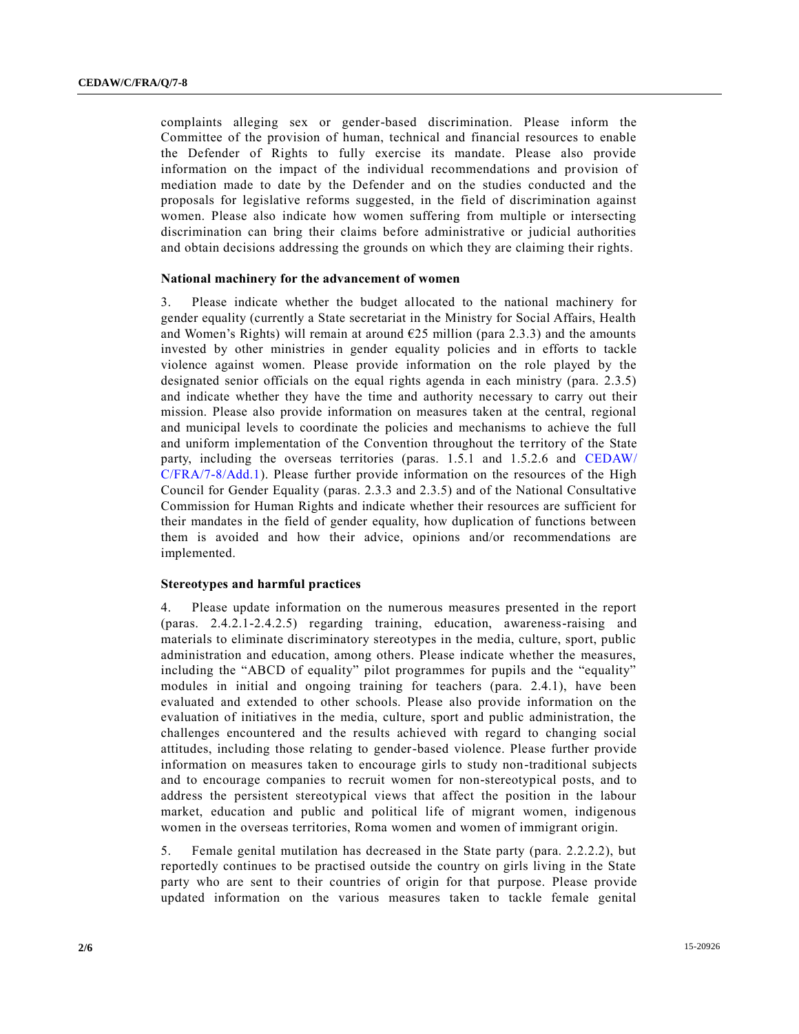complaints alleging sex or gender-based discrimination. Please inform the Committee of the provision of human, technical and financial resources to enable the Defender of Rights to fully exercise its mandate. Please also provide information on the impact of the individual recommendations and provision of mediation made to date by the Defender and on the studies conducted and the proposals for legislative reforms suggested, in the field of discrimination against women. Please also indicate how women suffering from multiple or intersecting discrimination can bring their claims before administrative or judicial authorities and obtain decisions addressing the grounds on which they are claiming their rights.

### National machinery for the advancement of women

3. Please indicate whether the budget allocated to the national machinery for gender equality (currently a State secretariat in the Ministry for Social Affairs, Health and Women's Rights) will remain at around €25 million (para 2.3.3) and the amounts invested by other ministries in gender equality policies and in efforts to tackle violence against women. Please provide information on the role played by the designated senior officials on the equal rights agenda in each ministry (para. 2.3.5) and indicate whether they have the time and authority necessary to carry out their mission. Please also provide information on measures taken at the central, regional and municipal levels to coordinate the policies and mechanisms to achieve the full and uniform implementation of the Convention throughout the territory of the State party, including the overseas territories (paras. 1.5.1 and 1.5.2.6 and CEDAW/C/FRA/7-8/Add.1). Please further provide information on the resources of the High Council for Gender Equality (paras. 2.3.3 and 2.3.5) and of the National Consultative Commission for Human Rights and indicate whether their resources are sufficient for their mandates in the field of gender equality, how duplication of functions between them is avoided and how their advice, opinions and/or recommendations are implemented.

### Stereotypes and harmful practices

4. Please update information on the numerous measures presented in the report (paras. 2.4.2.1-2.4.2.5) regarding training, education, awareness-raising and materials to eliminate discriminatory stereotypes in the media, culture, sport, public administration and education, among others. Please indicate whether the measures, including the "ABCD of equality" pilot programmes for pupils and the "equality" modules in initial and ongoing training for teachers (para. 2.4.1), have been evaluated and extended to other schools. Please also provide information on the evaluation of initiatives in the media, culture, sport and public administration, the challenges encountered and the results achieved with regard to changing social attitudes, including those relating to gender-based violence. Please further provide information on measures taken to encourage girls to study non-traditional subjects and to encourage companies to recruit women for non-stereotypical posts, and to address the persistent stereotypical views that affect the position in the labour market, education and public and political life of migrant women, indigenous women in the overseas territories, Roma women and women of immigrant origin.

5. Female genital mutilation has decreased in the State party (para. 2.2.2.2), but reportedly continues to be practised outside the country on girls living in the State party who are sent to their countries of origin for that purpose. Please provide updated information on the various measures taken to tackle female genital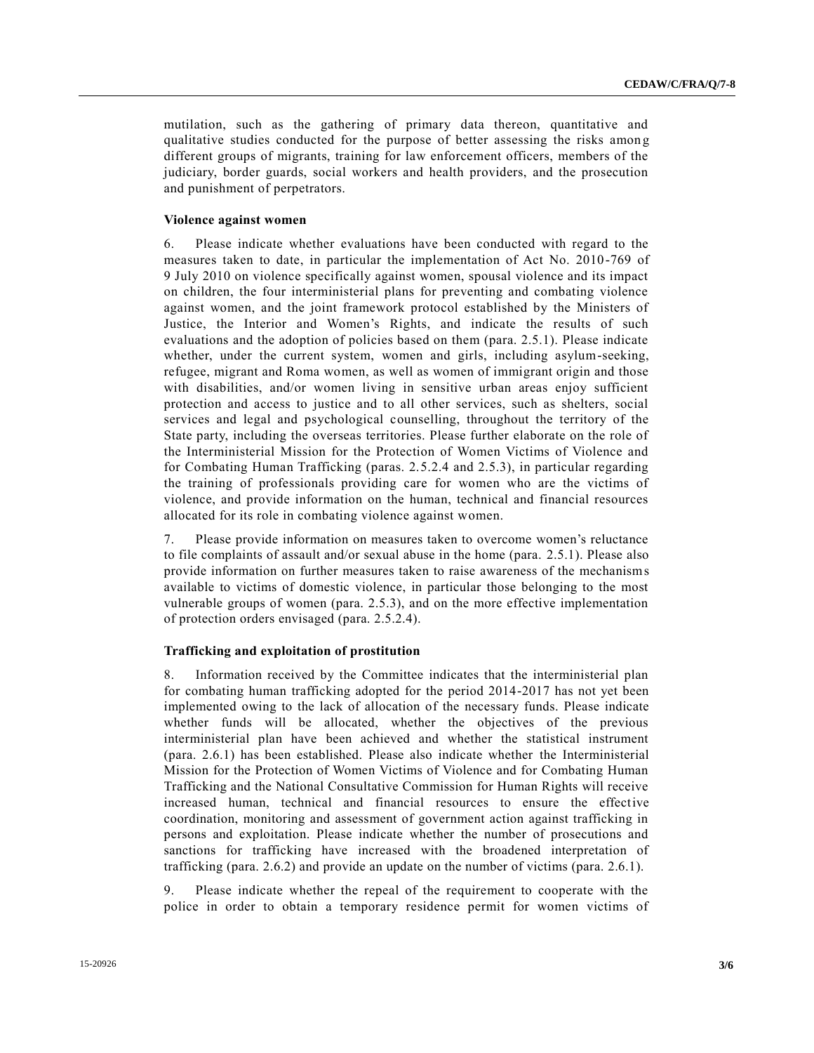mutilation, such as the gathering of primary data thereon, quantitative and qualitative studies conducted for the purpose of better assessing the risks among different groups of migrants, training for law enforcement officers, members of the judiciary, border guards, social workers and health providers, and the prosecution and punishment of perpetrators.

### Violence against women

6. Please indicate whether evaluations have been conducted with regard to the measures taken to date, in particular the implementation of Act No. 2010-769 of 9 July 2010 on violence specifically against women, spousal violence and its impact on children, the four interministerial plans for preventing and combating violence against women, and the joint framework protocol established by the Ministers of Justice, the Interior and Women's Rights, and indicate the results of such evaluations and the adoption of policies based on them (para. 2.5.1). Please indicate whether, under the current system, women and girls, including asylum-seeking, refugee, migrant and Roma women, as well as women of immigrant origin and those with disabilities, and/or women living in sensitive urban areas enjoy sufficient protection and access to justice and to all other services, such as shelters, social services and legal and psychological counselling, throughout the territory of the State party, including the overseas territories. Please further elaborate on the role of the Interministerial Mission for the Protection of Women Victims of Violence and for Combating Human Trafficking (paras. 2.5.2.4 and 2.5.3), in particular regarding the training of professionals providing care for women who are the victims of violence, and provide information on the human, technical and financial resources allocated for its role in combating violence against women.

7. Please provide information on measures taken to overcome women's reluctance to file complaints of assault and/or sexual abuse in the home (para. 2.5.1). Please also provide information on further measures taken to raise awareness of the mechanisms available to victims of domestic violence, in particular those belonging to the most vulnerable groups of women (para. 2.5.3), and on the more effective implementation of protection orders envisaged (para. 2.5.2.4).

### Trafficking and exploitation of prostitution

8. Information received by the Committee indicates that the interministerial plan for combating human trafficking adopted for the period 2014-2017 has not yet been implemented owing to the lack of allocation of the necessary funds. Please indicate whether funds will be allocated, whether the objectives of the previous interministerial plan have been achieved and whether the statistical instrument (para. 2.6.1) has been established. Please also indicate whether the Interministerial Mission for the Protection of Women Victims of Violence and for Combating Human Trafficking and the National Consultative Commission for Human Rights will receive increased human, technical and financial resources to ensure the effective coordination, monitoring and assessment of government action against trafficking in persons and exploitation. Please indicate whether the number of prosecutions and sanctions for trafficking have increased with the broadened interpretation of trafficking (para. 2.6.2) and provide an update on the number of victims (para. 2.6.1).

9. Please indicate whether the repeal of the requirement to cooperate with the police in order to obtain a temporary residence permit for women victims of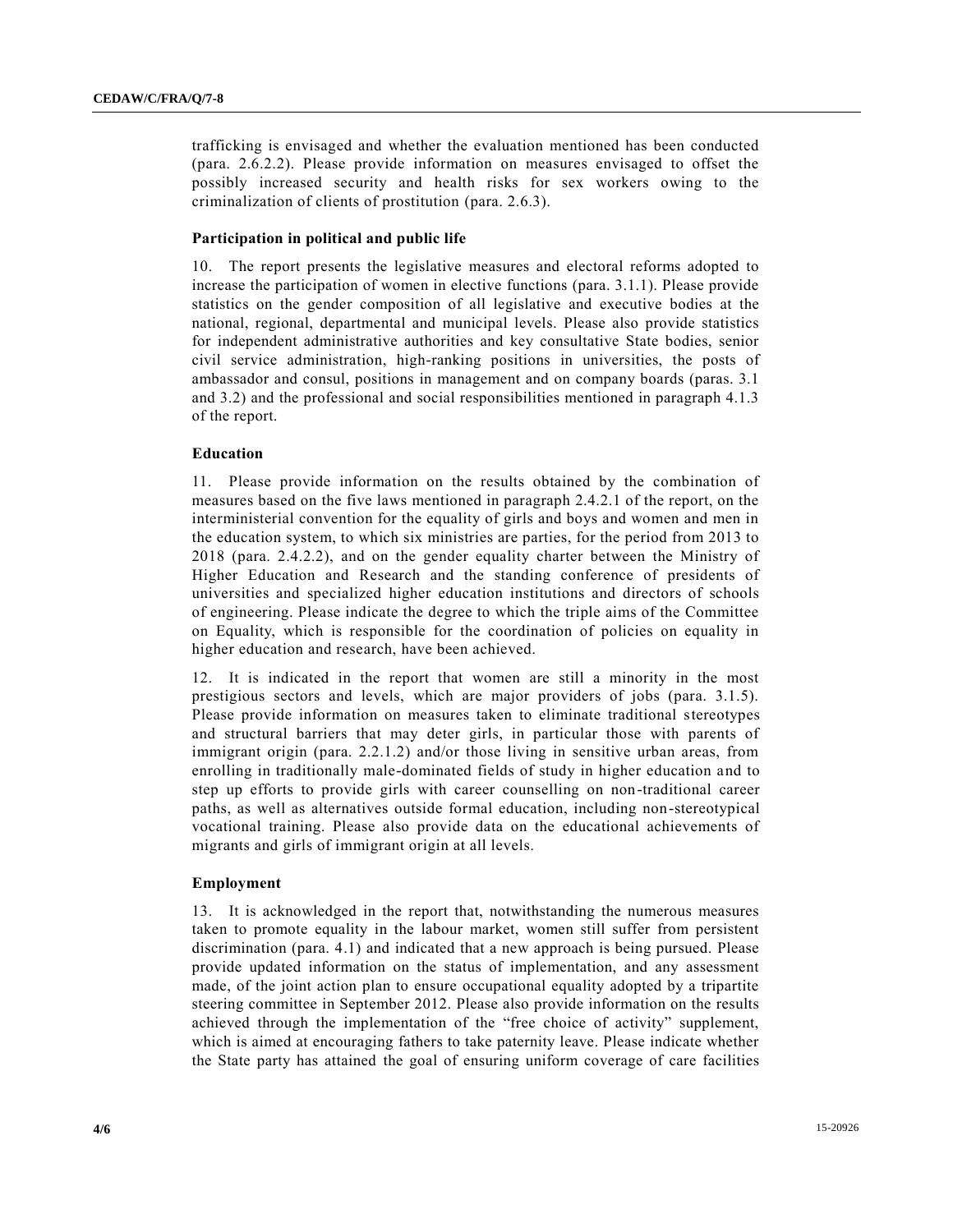trafficking is envisaged and whether the evaluation mentioned has been conducted (para. 2.6.2.2). Please provide information on measures envisaged to offset the possibly increased security and health risks for sex workers owing to the criminalization of clients of prostitution (para. 2.6.3).

### Participation in political and public life

10. The report presents the legislative measures and electoral reforms adopted to increase the participation of women in elective functions (para. 3.1.1). Please provide statistics on the gender composition of all legislative and executive bodies at the national, regional, departmental and municipal levels. Please also provide statistics for independent administrative authorities and key consultative State bodies, senior civil service administration, high-ranking positions in universities, the posts of ambassador and consul, positions in management and on company boards (paras. 3.1 and 3.2) and the professional and social responsibilities mentioned in paragraph 4.1.3 of the report.

### Education

11. Please provide information on the results obtained by the combination of measures based on the five laws mentioned in paragraph 2.4.2.1 of the report, on the interministerial convention for the equality of girls and boys and women and men in the education system, to which six ministries are parties, for the period from 2013 to 2018 (para. 2.4.2.2), and on the gender equality charter between the Ministry of Higher Education and Research and the standing conference of presidents of universities and specialized higher education institutions and directors of schools of engineering. Please indicate the degree to which the triple aims of the Committee on Equality, which is responsible for the coordination of policies on equality in higher education and research, have been achieved.

12. It is indicated in the report that women are still a minority in the most prestigious sectors and levels, which are major providers of jobs (para. 3.1.5). Please provide information on measures taken to eliminate traditional stereotypes and structural barriers that may deter girls, in particular those with parents of immigrant origin (para. 2.2.1.2) and/or those living in sensitive urban areas, from enrolling in traditionally male-dominated fields of study in higher education and to step up efforts to provide girls with career counselling on non-traditional career paths, as well as alternatives outside formal education, including non-stereotypical vocational training. Please also provide data on the educational achievements of migrants and girls of immigrant origin at all levels.

### Employment

13. It is acknowledged in the report that, notwithstanding the numerous measures taken to promote equality in the labour market, women still suffer from persistent discrimination (para. 4.1) and indicated that a new approach is being pursued. Please provide updated information on the status of implementation, and any assessment made, of the joint action plan to ensure occupational equality adopted by a tripartite steering committee in September 2012. Please also provide information on the results achieved through the implementation of the "free choice of activity" supplement, which is aimed at encouraging fathers to take paternity leave. Please indicate whether the State party has attained the goal of ensuring uniform coverage of care facilities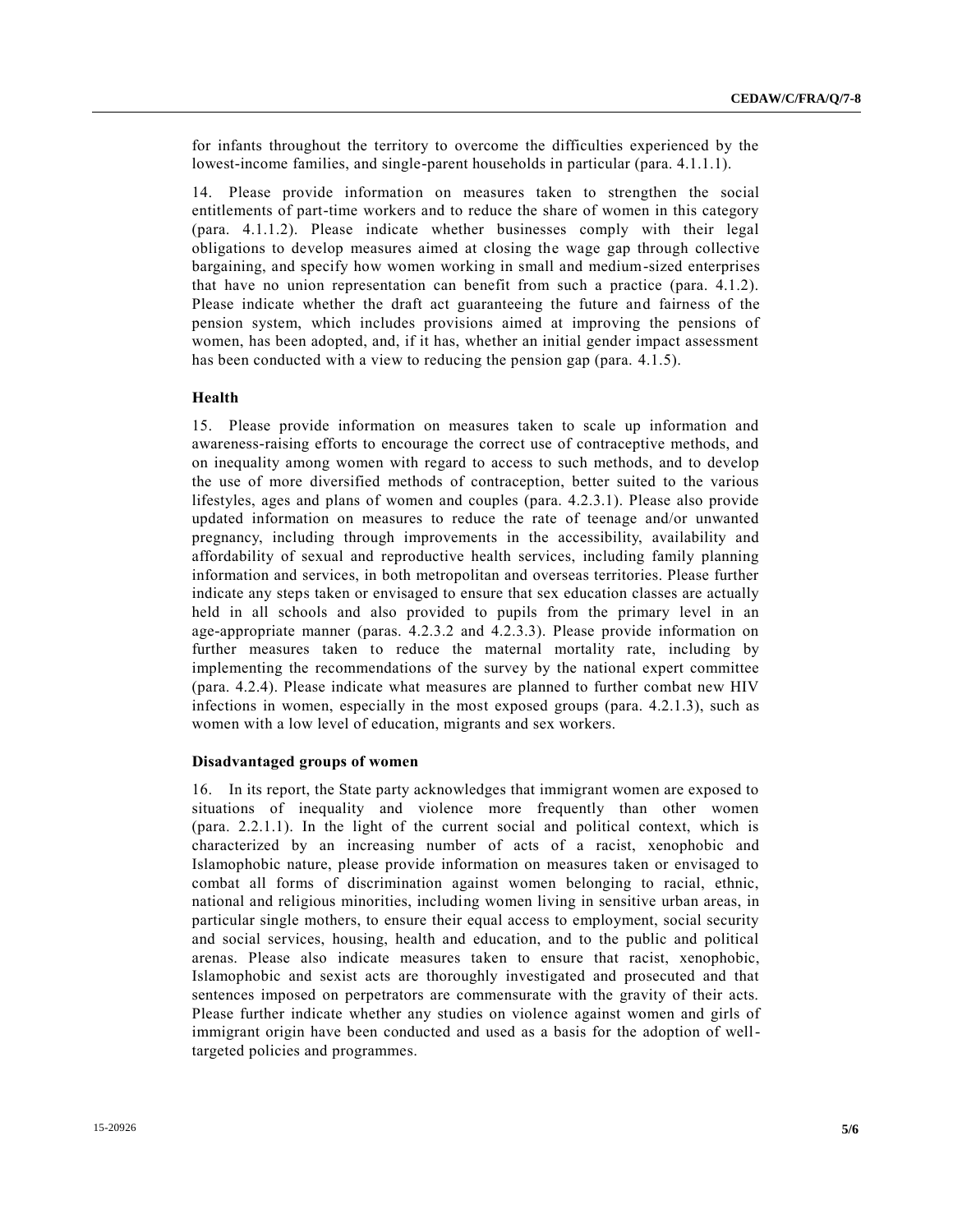for infants throughout the territory to overcome the difficulties experienced by the lowest-income families, and single-parent households in particular (para. 4.1.1.1).

14. Please provide information on measures taken to strengthen the social entitlements of part-time workers and to reduce the share of women in this category (para. 4.1.1.2). Please indicate whether businesses comply with their legal obligations to develop measures aimed at closing the wage gap through collective bargaining, and specify how women working in small and medium-sized enterprises that have no union representation can benefit from such a practice (para. 4.1.2). Please indicate whether the draft act guaranteeing the future and fairness of the pension system, which includes provisions aimed at improving the pensions of women, has been adopted, and, if it has, whether an initial gender impact assessment has been conducted with a view to reducing the pension gap (para. 4.1.5).

### Health

15. Please provide information on measures taken to scale up information and awareness-raising efforts to encourage the correct use of contraceptive methods, and on inequality among women with regard to access to such methods, and to develop the use of more diversified methods of contraception, better suited to the various lifestyles, ages and plans of women and couples (para. 4.2.3.1). Please also provide updated information on measures to reduce the rate of teenage and/or unwanted pregnancy, including through improvements in the accessibility, availability and affordability of sexual and reproductive health services, including family planning information and services, in both metropolitan and overseas territories. Please further indicate any steps taken or envisaged to ensure that sex education classes are actually held in all schools and also provided to pupils from the primary level in an age-appropriate manner (paras. 4.2.3.2 and 4.2.3.3). Please provide information on further measures taken to reduce the maternal mortality rate, including by implementing the recommendations of the survey by the national expert committee (para. 4.2.4). Please indicate what measures are planned to further combat new HIV infections in women, especially in the most exposed groups (para. 4.2.1.3), such as women with a low level of education, migrants and sex workers.

### Disadvantaged groups of women

16. In its report, the State party acknowledges that immigrant women are exposed to situations of inequality and violence more frequently than other women (para. 2.2.1.1). In the light of the current social and political context, which is characterized by an increasing number of acts of a racist, xenophobic and Islamophobic nature, please provide information on measures taken or envisaged to combat all forms of discrimination against women belonging to racial, ethnic, national and religious minorities, including women living in sensitive urban areas, in particular single mothers, to ensure their equal access to employment, social security and social services, housing, health and education, and to the public and political arenas. Please also indicate measures taken to ensure that racist, xenophobic, Islamophobic and sexist acts are thoroughly investigated and prosecuted and that sentences imposed on perpetrators are commensurate with the gravity of their acts. Please further indicate whether any studies on violence against women and girls of immigrant origin have been conducted and used as a basis for the adoption of well-targeted policies and programmes.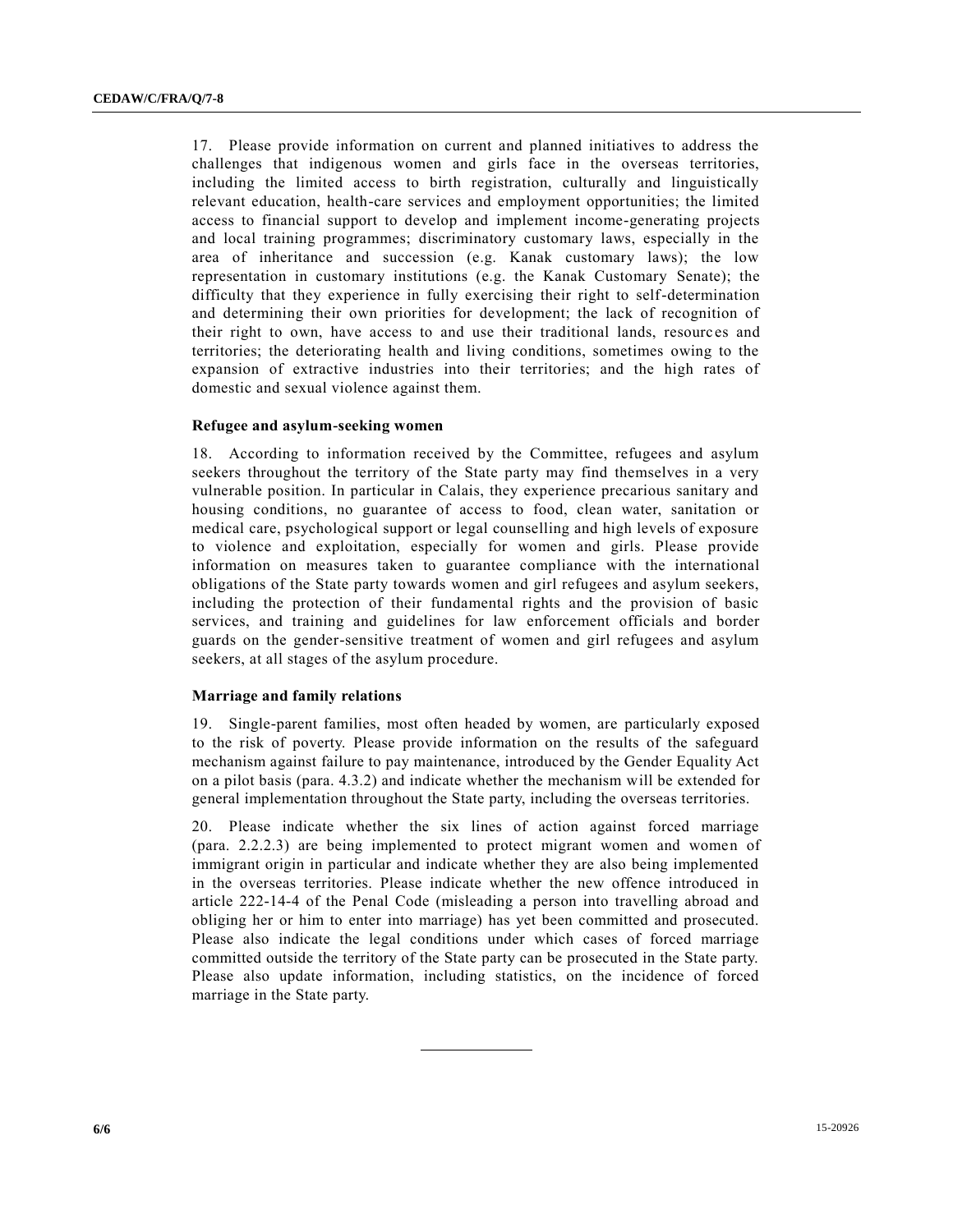17. Please provide information on current and planned initiatives to address the challenges that indigenous women and girls face in the overseas territories, including the limited access to birth registration, culturally and linguistically relevant education, health-care services and employment opportunities; the limited access to financial support to develop and implement income-generating projects and local training programmes; discriminatory customary laws, especially in the area of inheritance and succession (e.g. Kanak customary laws); the low representation in customary institutions (e.g. the Kanak Customary Senate); the difficulty that they experience in fully exercising their right to self-determination and determining their own priorities for development; the lack of recognition of their right to own, have access to and use their traditional lands, resources and territories; the deteriorating health and living conditions, sometimes owing to the expansion of extractive industries into their territories; and the high rates of domestic and sexual violence against them.

### Refugee and asylum-seeking women

18. According to information received by the Committee, refugees and asylum seekers throughout the territory of the State party may find themselves in a very vulnerable position. In particular in Calais, they experience precarious sanitary and housing conditions, no guarantee of access to food, clean water, sanitation or medical care, psychological support or legal counselling and high levels of exposure to violence and exploitation, especially for women and girls. Please provide information on measures taken to guarantee compliance with the international obligations of the State party towards women and girl refugees and asylum seekers, including the protection of their fundamental rights and the provision of basic services, and training and guidelines for law enforcement officials and border guards on the gender-sensitive treatment of women and girl refugees and asylum seekers, at all stages of the asylum procedure.

### Marriage and family relations

19. Single-parent families, most often headed by women, are particularly exposed to the risk of poverty. Please provide information on the results of the safeguard mechanism against failure to pay maintenance, introduced by the Gender Equality Act on a pilot basis (para. 4.3.2) and indicate whether the mechanism will be extended for general implementation throughout the State party, including the overseas territories.

20. Please indicate whether the six lines of action against forced marriage (para. 2.2.2.3) are being implemented to protect migrant women and women of immigrant origin in particular and indicate whether they are also being implemented in the overseas territories. Please indicate whether the new offence introduced in article 222-14-4 of the Penal Code (misleading a person into travelling abroad and obliging her or him to enter into marriage) has yet been committed and prosecuted. Please also indicate the legal conditions under which cases of forced marriage committed outside the territory of the State party can be prosecuted in the State party. Please also update information, including statistics, on the incidence of forced marriage in the State party.